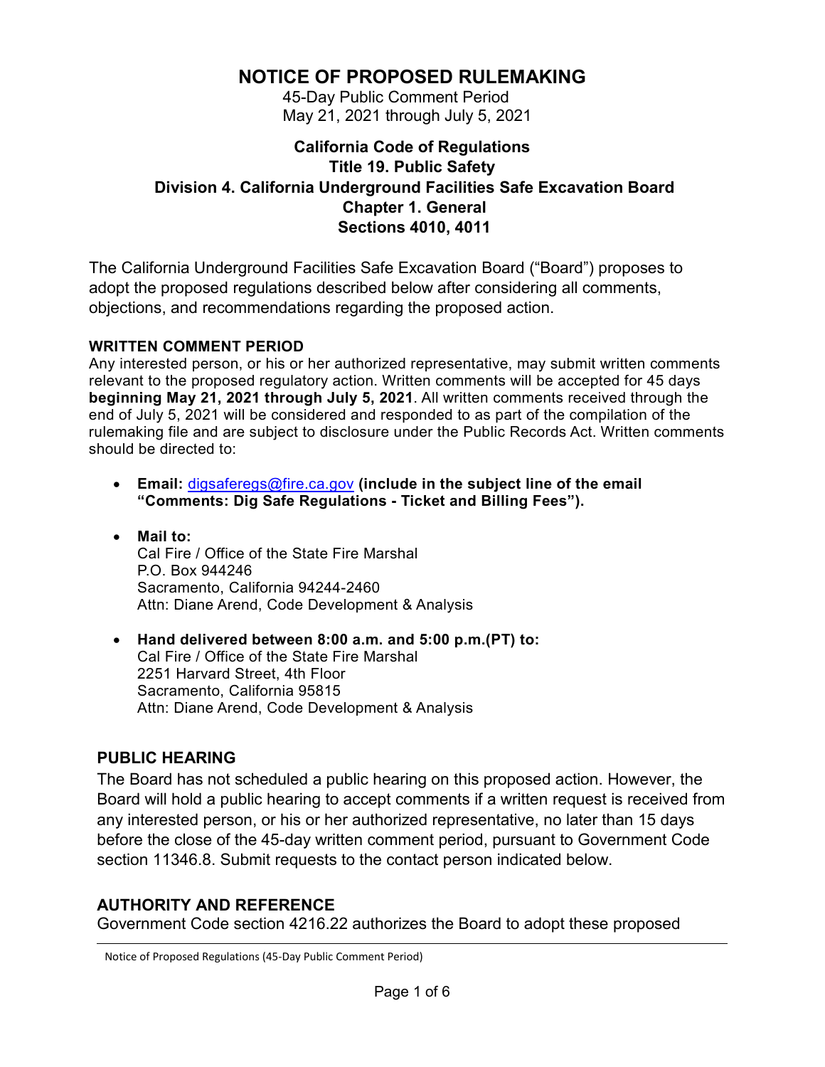# NOTICE OF PROPOSED RULEMAKING

45-Day Public Comment Period
May 21, 2021 through July 5, 2021

## California Code of Regulations
## Title 19. Public Safety
## Division 4. California Underground Facilities Safe Excavation Board
## Chapter 1. General
## Sections 4010, 4011

The California Underground Facilities Safe Excavation Board ("Board") proposes to adopt the proposed regulations described below after considering all comments, objections, and recommendations regarding the proposed action.

### WRITTEN COMMENT PERIOD

Any interested person, or his or her authorized representative, may submit written comments relevant to the proposed regulatory action. Written comments will be accepted for 45 days **beginning May 21, 2021 through July 5, 2021**. All written comments received through the end of July 5, 2021 will be considered and responded to as part of the compilation of the rulemaking file and are subject to disclosure under the Public Records Act. Written comments should be directed to:

- **Email:** digsaferegs@fire.ca.gov **(include in the subject line of the email "Comments: Dig Safe Regulations - Ticket and Billing Fees").**
- **Mail to:**
  Cal Fire / Office of the State Fire Marshal
  P.O. Box 944246
  Sacramento, California 94244-2460
  Attn: Diane Arend, Code Development & Analysis
- **Hand delivered between 8:00 a.m. and 5:00 p.m.(PT) to:**
  Cal Fire / Office of the State Fire Marshal
  2251 Harvard Street, 4th Floor
  Sacramento, California 95815
  Attn: Diane Arend, Code Development & Analysis

### PUBLIC HEARING

The Board has not scheduled a public hearing on this proposed action. However, the Board will hold a public hearing to accept comments if a written request is received from any interested person, or his or her authorized representative, no later than 15 days before the close of the 45-day written comment period, pursuant to Government Code section 11346.8. Submit requests to the contact person indicated below.

### AUTHORITY AND REFERENCE

Government Code section 4216.22 authorizes the Board to adopt these proposed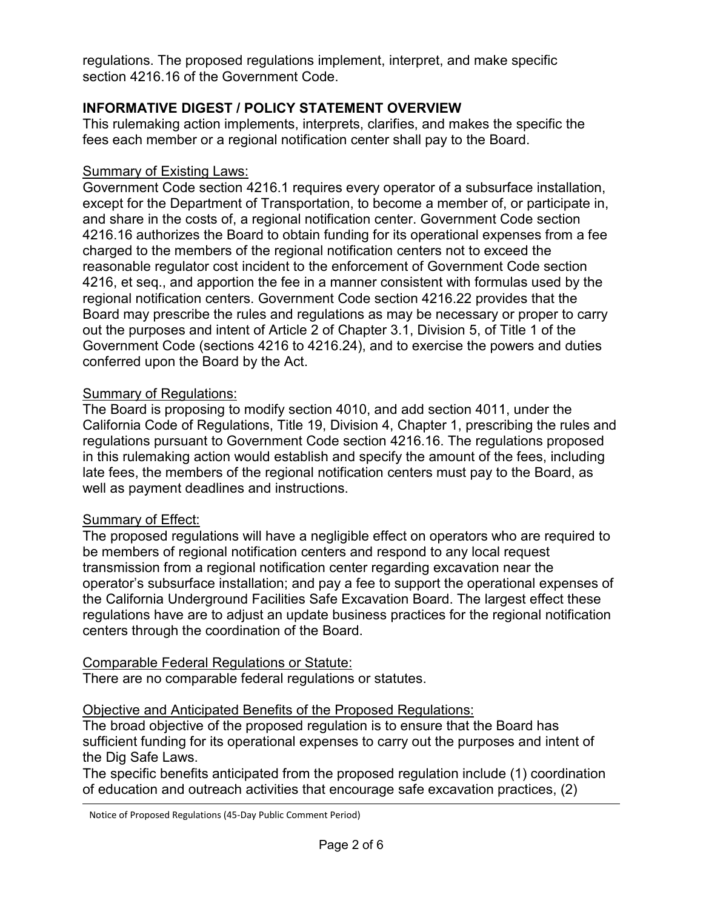regulations. The proposed regulations implement, interpret, and make specific section 4216.16 of the Government Code.

## INFORMATIVE DIGEST / POLICY STATEMENT OVERVIEW

This rulemaking action implements, interprets, clarifies, and makes the specific the fees each member or a regional notification center shall pay to the Board.

<u>Summary of Existing Laws:</u>

Government Code section 4216.1 requires every operator of a subsurface installation, except for the Department of Transportation, to become a member of, or participate in, and share in the costs of, a regional notification center. Government Code section 4216.16 authorizes the Board to obtain funding for its operational expenses from a fee charged to the members of the regional notification centers not to exceed the reasonable regulator cost incident to the enforcement of Government Code section 4216, et seq., and apportion the fee in a manner consistent with formulas used by the regional notification centers. Government Code section 4216.22 provides that the Board may prescribe the rules and regulations as may be necessary or proper to carry out the purposes and intent of Article 2 of Chapter 3.1, Division 5, of Title 1 of the Government Code (sections 4216 to 4216.24), and to exercise the powers and duties conferred upon the Board by the Act.

<u>Summary of Regulations:</u>

The Board is proposing to modify section 4010, and add section 4011, under the California Code of Regulations, Title 19, Division 4, Chapter 1, prescribing the rules and regulations pursuant to Government Code section 4216.16. The regulations proposed in this rulemaking action would establish and specify the amount of the fees, including late fees, the members of the regional notification centers must pay to the Board, as well as payment deadlines and instructions.

<u>Summary of Effect:</u>

The proposed regulations will have a negligible effect on operators who are required to be members of regional notification centers and respond to any local request transmission from a regional notification center regarding excavation near the operator's subsurface installation; and pay a fee to support the operational expenses of the California Underground Facilities Safe Excavation Board. The largest effect these regulations have are to adjust an update business practices for the regional notification centers through the coordination of the Board.

<u>Comparable Federal Regulations or Statute:</u>

There are no comparable federal regulations or statutes.

<u>Objective and Anticipated Benefits of the Proposed Regulations:</u>

The broad objective of the proposed regulation is to ensure that the Board has sufficient funding for its operational expenses to carry out the purposes and intent of the Dig Safe Laws.

The specific benefits anticipated from the proposed regulation include (1) coordination of education and outreach activities that encourage safe excavation practices, (2)

Notice of Proposed Regulations (45-Day Public Comment Period)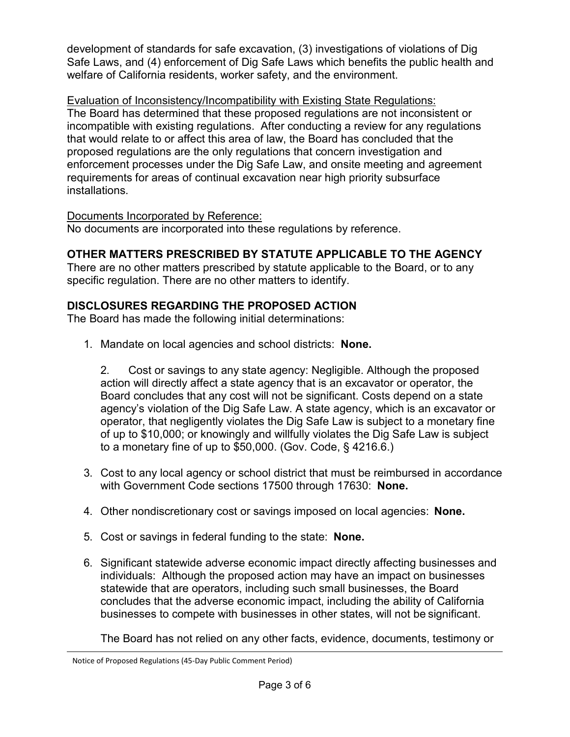development of standards for safe excavation, (3) investigations of violations of Dig Safe Laws, and (4) enforcement of Dig Safe Laws which benefits the public health and welfare of California residents, worker safety, and the environment.

Evaluation of Inconsistency/Incompatibility with Existing State Regulations:
The Board has determined that these proposed regulations are not inconsistent or incompatible with existing regulations. After conducting a review for any regulations that would relate to or affect this area of law, the Board has concluded that the proposed regulations are the only regulations that concern investigation and enforcement processes under the Dig Safe Law, and onsite meeting and agreement requirements for areas of continual excavation near high priority subsurface installations.

Documents Incorporated by Reference:
No documents are incorporated into these regulations by reference.

## OTHER MATTERS PRESCRIBED BY STATUTE APPLICABLE TO THE AGENCY

There are no other matters prescribed by statute applicable to the Board, or to any specific regulation. There are no other matters to identify.

## DISCLOSURES REGARDING THE PROPOSED ACTION

The Board has made the following initial determinations:

1. Mandate on local agencies and school districts: **None.**

2. Cost or savings to any state agency: Negligible. Although the proposed action will directly affect a state agency that is an excavator or operator, the Board concludes that any cost will not be significant. Costs depend on a state agency's violation of the Dig Safe Law. A state agency, which is an excavator or operator, that negligently violates the Dig Safe Law is subject to a monetary fine of up to $10,000; or knowingly and willfully violates the Dig Safe Law is subject to a monetary fine of up to $50,000. (Gov. Code, § 4216.6.)

3. Cost to any local agency or school district that must be reimbursed in accordance with Government Code sections 17500 through 17630: **None.**

4. Other nondiscretionary cost or savings imposed on local agencies: **None.**

5. Cost or savings in federal funding to the state: **None.**

6. Significant statewide adverse economic impact directly affecting businesses and individuals: Although the proposed action may have an impact on businesses statewide that are operators, including such small businesses, the Board concludes that the adverse economic impact, including the ability of California businesses to compete with businesses in other states, will not be significant.

   The Board has not relied on any other facts, evidence, documents, testimony or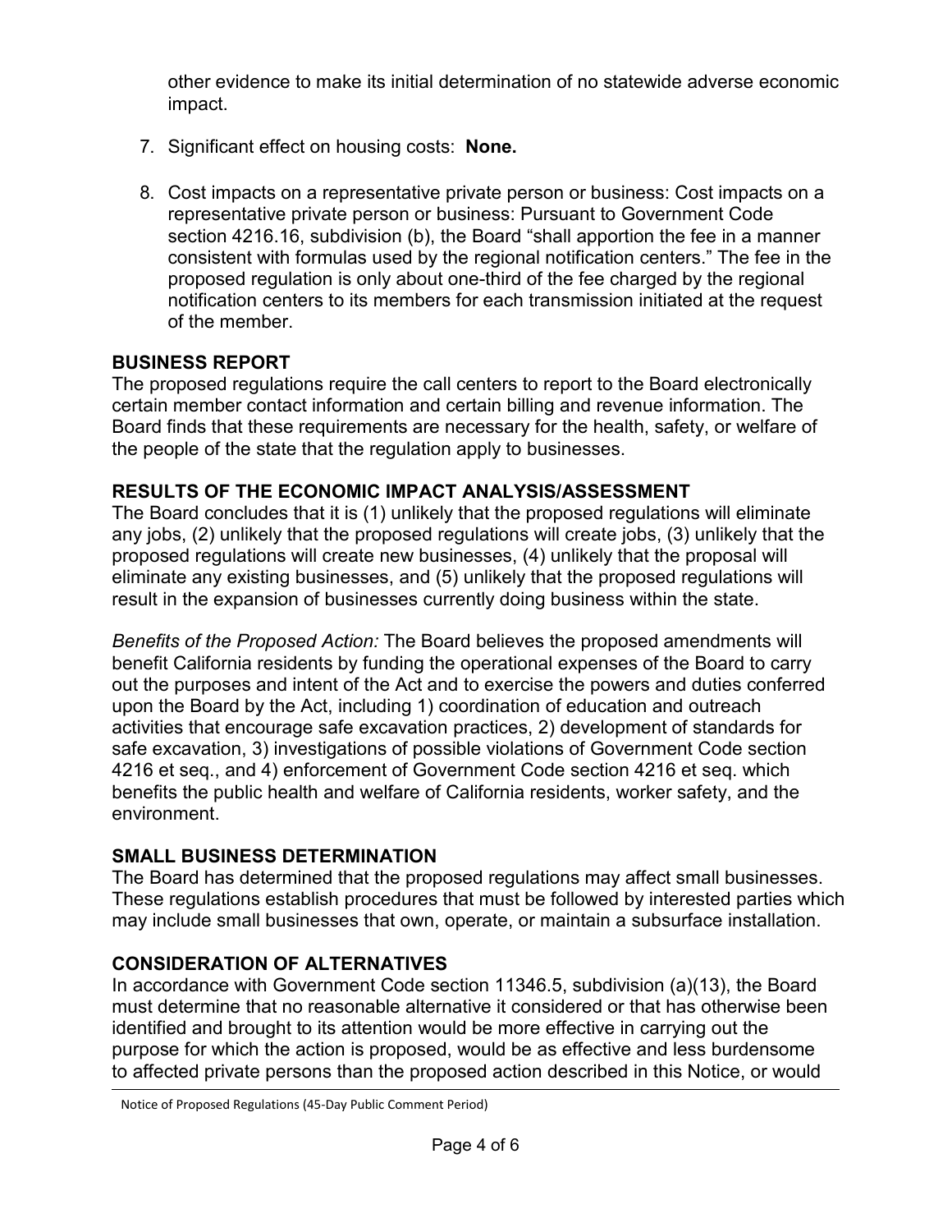other evidence to make its initial determination of no statewide adverse economic impact.

7. Significant effect on housing costs: **None.**

8. Cost impacts on a representative private person or business: Cost impacts on a representative private person or business: Pursuant to Government Code section 4216.16, subdivision (b), the Board "shall apportion the fee in a manner consistent with formulas used by the regional notification centers." The fee in the proposed regulation is only about one-third of the fee charged by the regional notification centers to its members for each transmission initiated at the request of the member.

## BUSINESS REPORT

The proposed regulations require the call centers to report to the Board electronically certain member contact information and certain billing and revenue information. The Board finds that these requirements are necessary for the health, safety, or welfare of the people of the state that the regulation apply to businesses.

## RESULTS OF THE ECONOMIC IMPACT ANALYSIS/ASSESSMENT

The Board concludes that it is (1) unlikely that the proposed regulations will eliminate any jobs, (2) unlikely that the proposed regulations will create jobs, (3) unlikely that the proposed regulations will create new businesses, (4) unlikely that the proposal will eliminate any existing businesses, and (5) unlikely that the proposed regulations will result in the expansion of businesses currently doing business within the state.

*Benefits of the Proposed Action:* The Board believes the proposed amendments will benefit California residents by funding the operational expenses of the Board to carry out the purposes and intent of the Act and to exercise the powers and duties conferred upon the Board by the Act, including 1) coordination of education and outreach activities that encourage safe excavation practices, 2) development of standards for safe excavation, 3) investigations of possible violations of Government Code section 4216 et seq., and 4) enforcement of Government Code section 4216 et seq. which benefits the public health and welfare of California residents, worker safety, and the environment.

## SMALL BUSINESS DETERMINATION

The Board has determined that the proposed regulations may affect small businesses. These regulations establish procedures that must be followed by interested parties which may include small businesses that own, operate, or maintain a subsurface installation.

## CONSIDERATION OF ALTERNATIVES

In accordance with Government Code section 11346.5, subdivision (a)(13), the Board must determine that no reasonable alternative it considered or that has otherwise been identified and brought to its attention would be more effective in carrying out the purpose for which the action is proposed, would be as effective and less burdensome to affected private persons than the proposed action described in this Notice, or would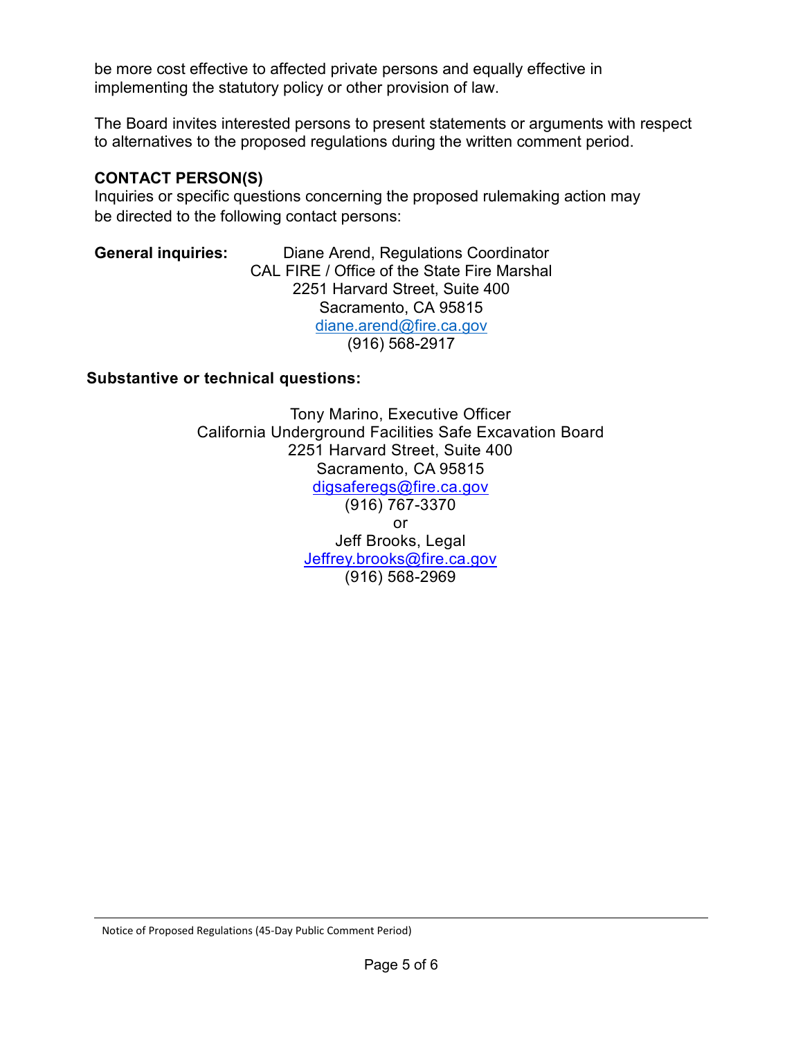be more cost effective to affected private persons and equally effective in implementing the statutory policy or other provision of law.

The Board invites interested persons to present statements or arguments with respect to alternatives to the proposed regulations during the written comment period.

**CONTACT PERSON(S)**

Inquiries or specific questions concerning the proposed rulemaking action may be directed to the following contact persons:

**General inquiries:**

Diane Arend, Regulations Coordinator
CAL FIRE / Office of the State Fire Marshal
2251 Harvard Street, Suite 400
Sacramento, CA 95815
diane.arend@fire.ca.gov
(916) 568-2917

**Substantive or technical questions:**

Tony Marino, Executive Officer
California Underground Facilities Safe Excavation Board
2251 Harvard Street, Suite 400
Sacramento, CA 95815
digsaferegs@fire.ca.gov
(916) 767-3370
or
Jeff Brooks, Legal
Jeffrey.brooks@fire.ca.gov
(916) 568-2969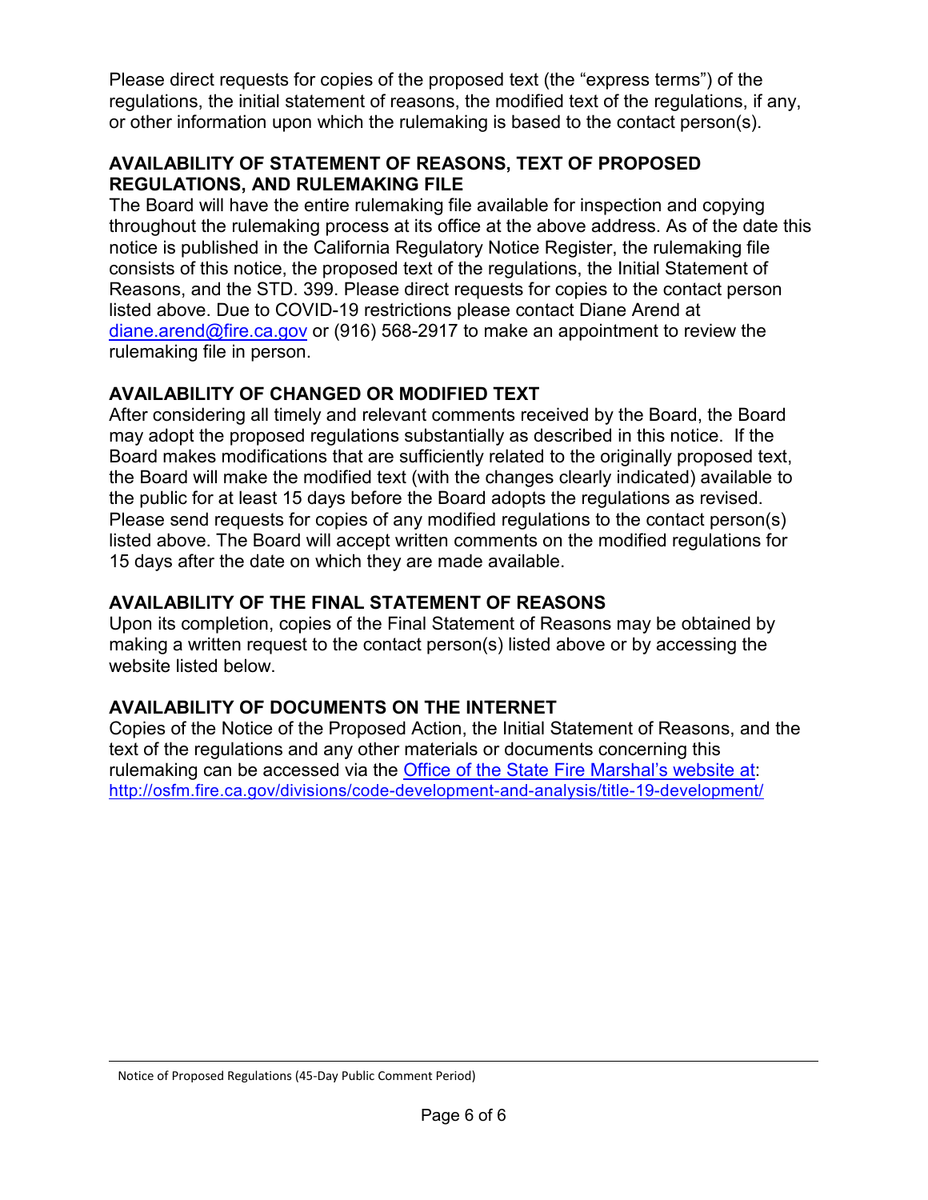Please direct requests for copies of the proposed text (the "express terms") of the regulations, the initial statement of reasons, the modified text of the regulations, if any, or other information upon which the rulemaking is based to the contact person(s).

## AVAILABILITY OF STATEMENT OF REASONS, TEXT OF PROPOSED REGULATIONS, AND RULEMAKING FILE

The Board will have the entire rulemaking file available for inspection and copying throughout the rulemaking process at its office at the above address. As of the date this notice is published in the California Regulatory Notice Register, the rulemaking file consists of this notice, the proposed text of the regulations, the Initial Statement of Reasons, and the STD. 399. Please direct requests for copies to the contact person listed above. Due to COVID-19 restrictions please contact Diane Arend at diane.arend@fire.ca.gov or (916) 568-2917 to make an appointment to review the rulemaking file in person.

## AVAILABILITY OF CHANGED OR MODIFIED TEXT

After considering all timely and relevant comments received by the Board, the Board may adopt the proposed regulations substantially as described in this notice. If the Board makes modifications that are sufficiently related to the originally proposed text, the Board will make the modified text (with the changes clearly indicated) available to the public for at least 15 days before the Board adopts the regulations as revised. Please send requests for copies of any modified regulations to the contact person(s) listed above. The Board will accept written comments on the modified regulations for 15 days after the date on which they are made available.

## AVAILABILITY OF THE FINAL STATEMENT OF REASONS

Upon its completion, copies of the Final Statement of Reasons may be obtained by making a written request to the contact person(s) listed above or by accessing the website listed below.

## AVAILABILITY OF DOCUMENTS ON THE INTERNET

Copies of the Notice of the Proposed Action, the Initial Statement of Reasons, and the text of the regulations and any other materials or documents concerning this rulemaking can be accessed via the Office of the State Fire Marshal's website at: http://osfm.fire.ca.gov/divisions/code-development-and-analysis/title-19-development/